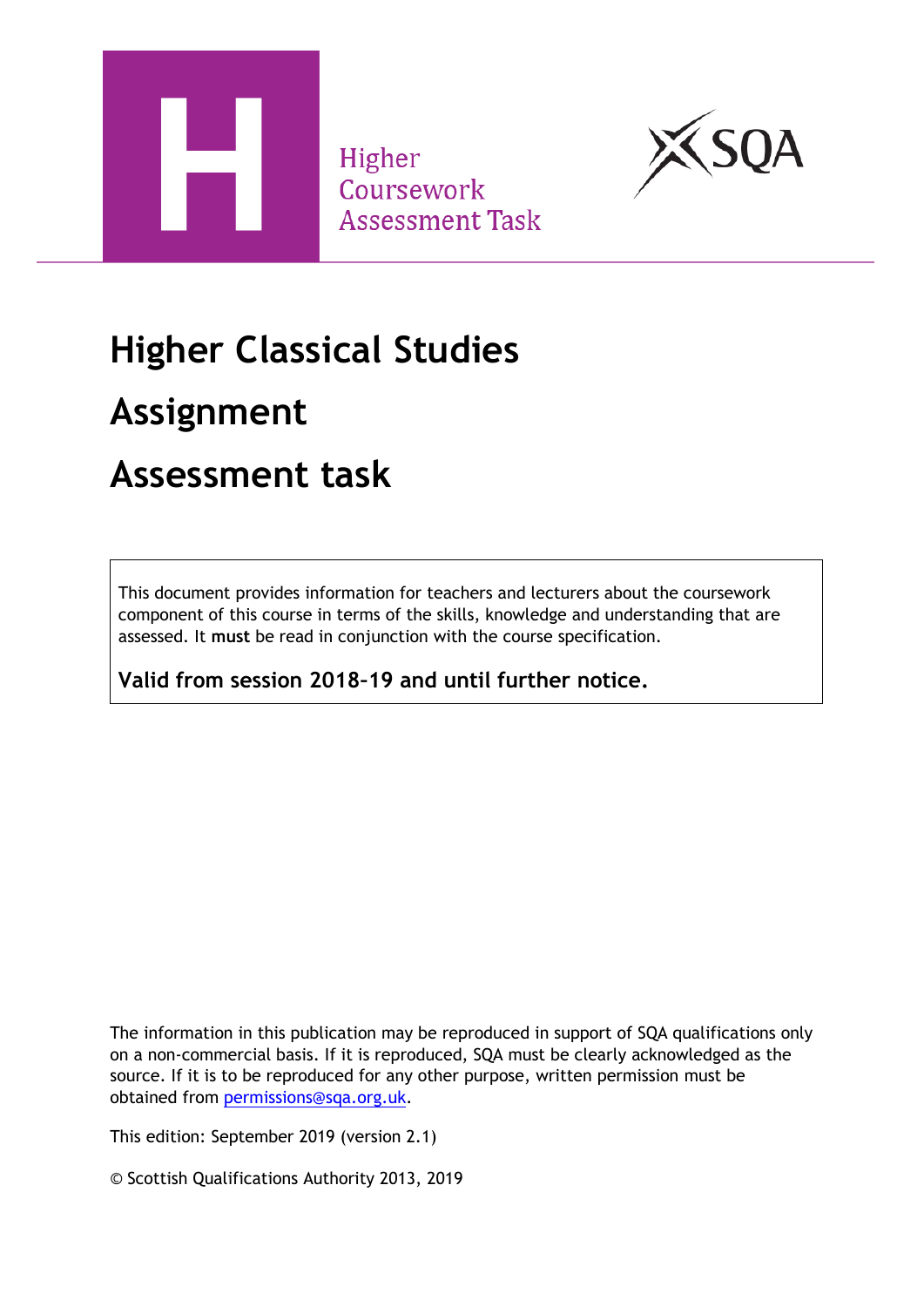Higher
Coursework
Assessment Task

# Higher Classical Studies

# Assignment

# Assessment task

This document provides information for teachers and lecturers about the coursework component of this course in terms of the skills, knowledge and understanding that are assessed. It **must** be read in conjunction with the course specification.

**Valid from session 2018-19 and until further notice.**

The information in this publication may be reproduced in support of SQA qualifications only on a non-commercial basis. If it is reproduced, SQA must be clearly acknowledged as the source. If it is to be reproduced for any other purpose, written permission must be obtained from permissions@sqa.org.uk.

This edition: September 2019 (version 2.1)

© Scottish Qualifications Authority 2013, 2019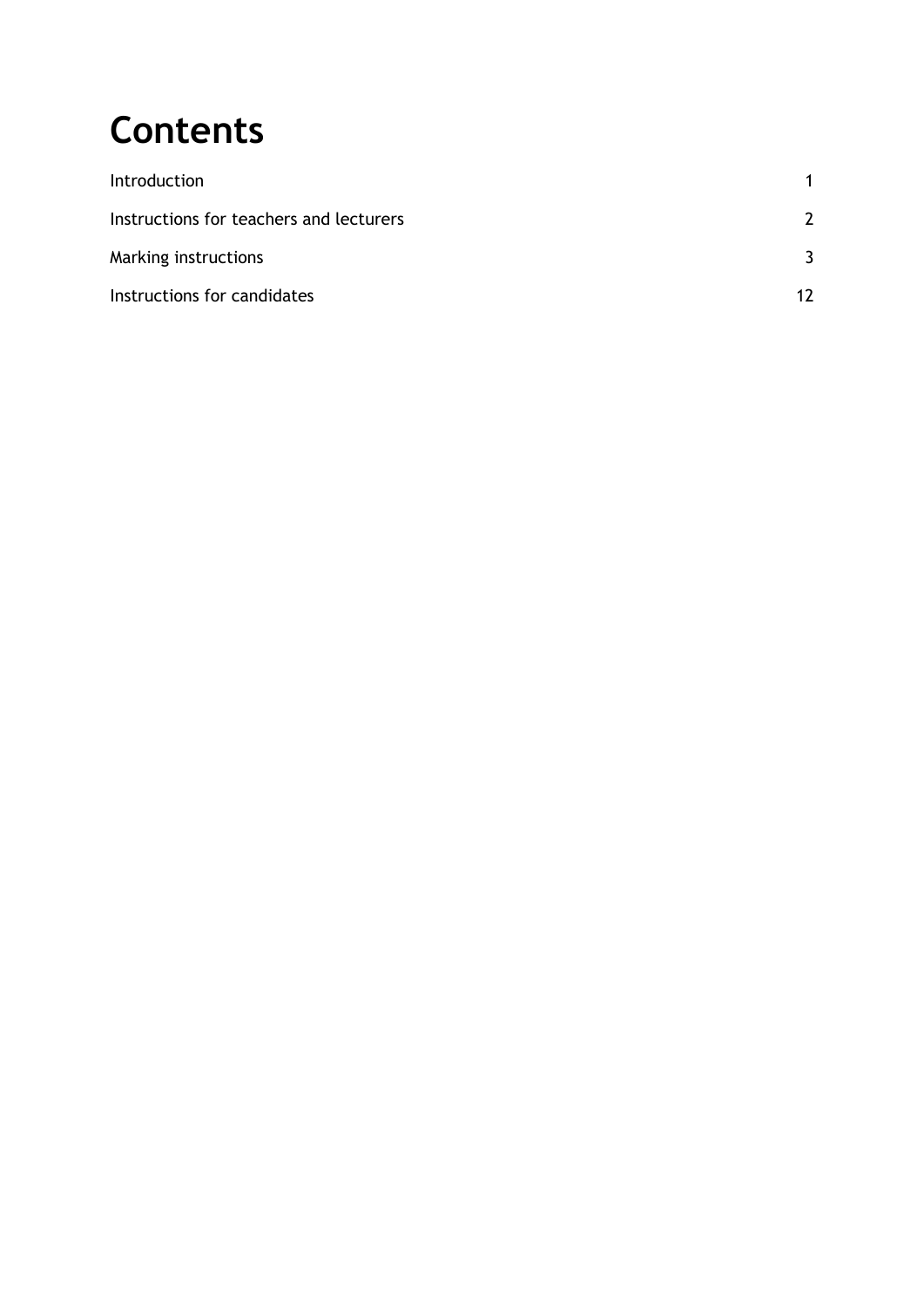# Contents

| | |
|---|---|
| Introduction | 1 |
| Instructions for teachers and lecturers | 2 |
| Marking instructions | 3 |
| Instructions for candidates | 12 |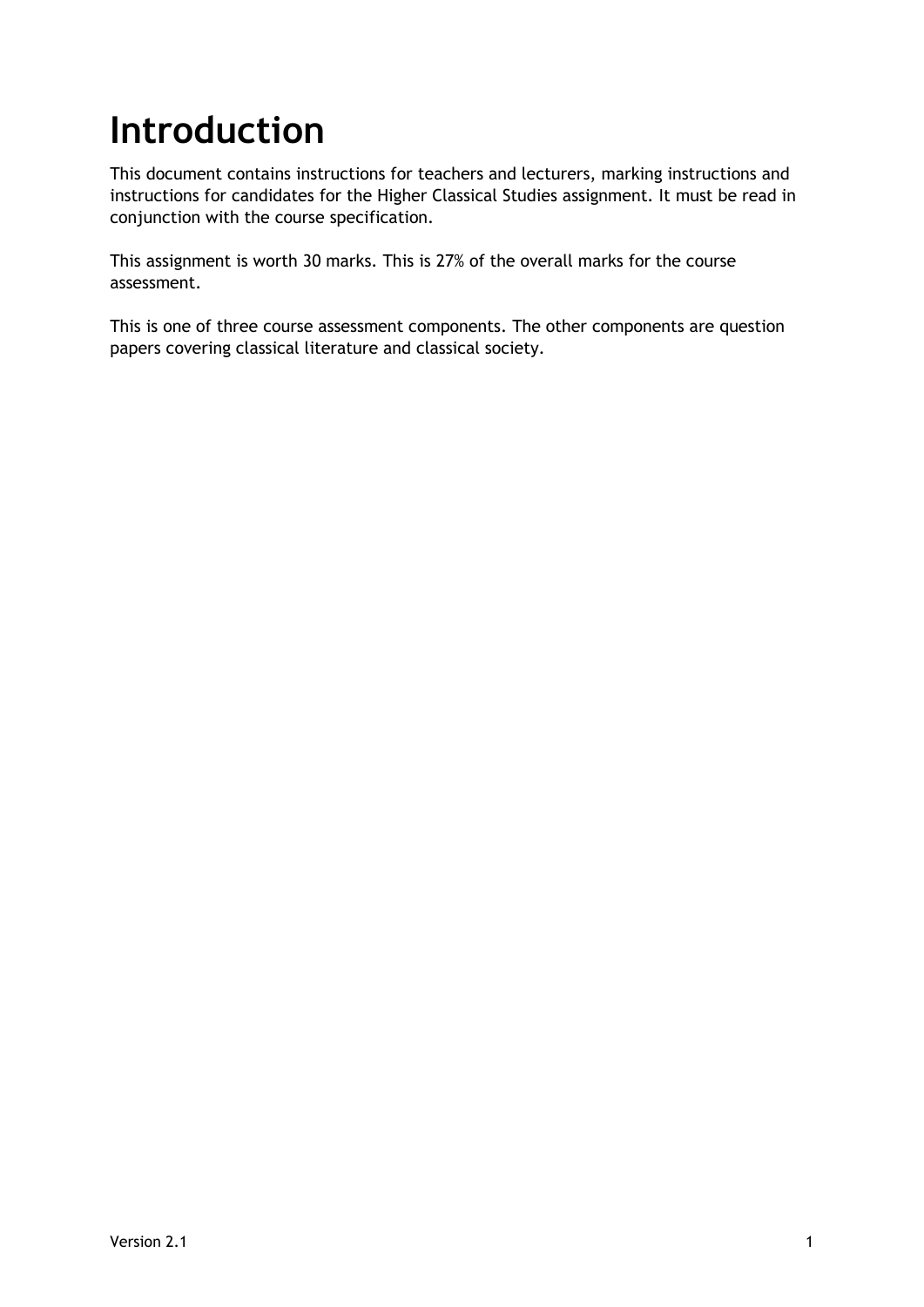# Introduction

This document contains instructions for teachers and lecturers, marking instructions and instructions for candidates for the Higher Classical Studies assignment. It must be read in conjunction with the course specification.

This assignment is worth 30 marks. This is 27% of the overall marks for the course assessment.

This is one of three course assessment components. The other components are question papers covering classical literature and classical society.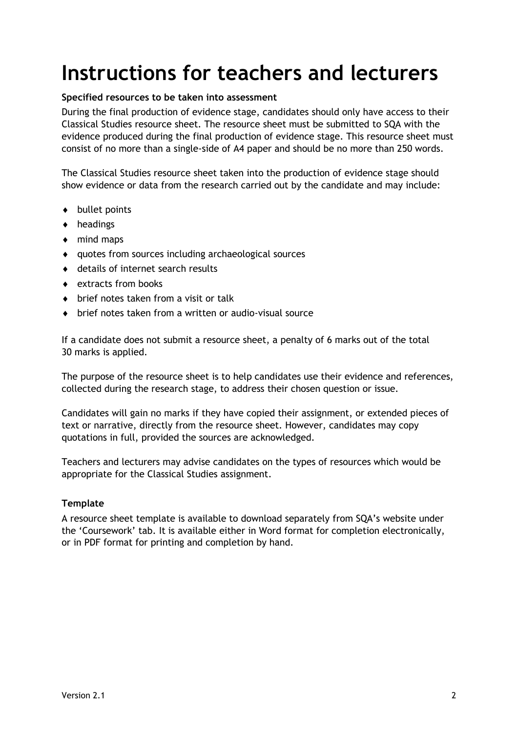# Instructions for teachers and lecturers

**Specified resources to be taken into assessment**

During the final production of evidence stage, candidates should only have access to their Classical Studies resource sheet. The resource sheet must be submitted to SQA with the evidence produced during the final production of evidence stage. This resource sheet must consist of no more than a single-side of A4 paper and should be no more than 250 words.

The Classical Studies resource sheet taken into the production of evidence stage should show evidence or data from the research carried out by the candidate and may include:

- bullet points
- headings
- mind maps
- quotes from sources including archaeological sources
- details of internet search results
- extracts from books
- brief notes taken from a visit or talk
- brief notes taken from a written or audio-visual source

If a candidate does not submit a resource sheet, a penalty of 6 marks out of the total 30 marks is applied.

The purpose of the resource sheet is to help candidates use their evidence and references, collected during the research stage, to address their chosen question or issue.

Candidates will gain no marks if they have copied their assignment, or extended pieces of text or narrative, directly from the resource sheet. However, candidates may copy quotations in full, provided the sources are acknowledged.

Teachers and lecturers may advise candidates on the types of resources which would be appropriate for the Classical Studies assignment.

**Template**

A resource sheet template is available to download separately from SQA's website under the 'Coursework' tab. It is available either in Word format for completion electronically, or in PDF format for printing and completion by hand.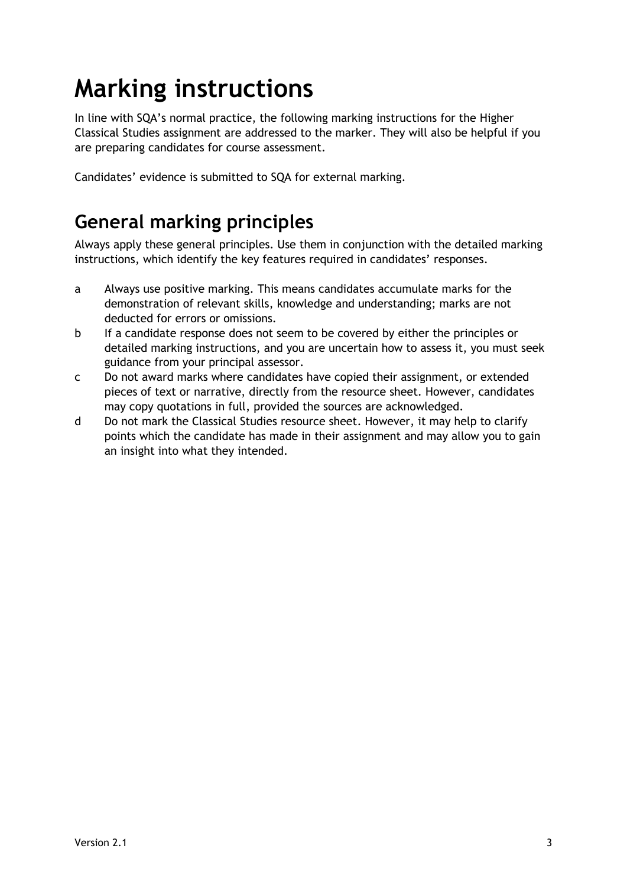# Marking instructions

In line with SQA's normal practice, the following marking instructions for the Higher Classical Studies assignment are addressed to the marker. They will also be helpful if you are preparing candidates for course assessment.

Candidates' evidence is submitted to SQA for external marking.

## General marking principles

Always apply these general principles. Use them in conjunction with the detailed marking instructions, which identify the key features required in candidates' responses.

a. Always use positive marking. This means candidates accumulate marks for the demonstration of relevant skills, knowledge and understanding; marks are not deducted for errors or omissions.

b. If a candidate response does not seem to be covered by either the principles or detailed marking instructions, and you are uncertain how to assess it, you must seek guidance from your principal assessor.

c. Do not award marks where candidates have copied their assignment, or extended pieces of text or narrative, directly from the resource sheet. However, candidates may copy quotations in full, provided the sources are acknowledged.

d. Do not mark the Classical Studies resource sheet. However, it may help to clarify points which the candidate has made in their assignment and may allow you to gain an insight into what they intended.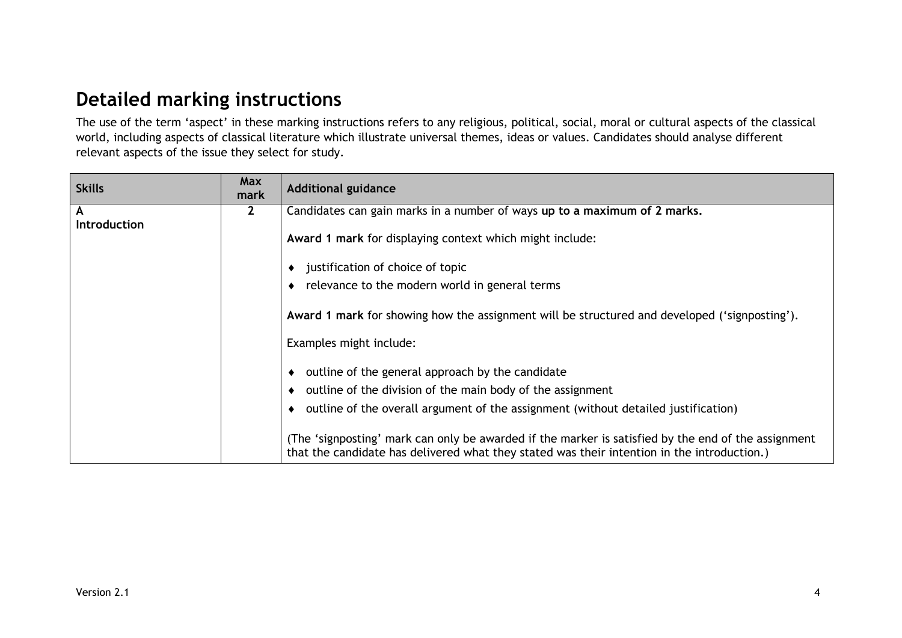## Detailed marking instructions

The use of the term 'aspect' in these marking instructions refers to any religious, political, social, moral or cultural aspects of the classical world, including aspects of classical literature which illustrate universal themes, ideas or values. Candidates should analyse different relevant aspects of the issue they select for study.

| Skills | Max mark | Additional guidance |
|---|---|---|
| A<br>Introduction | 2 | Candidates can gain marks in a number of ways **up to a maximum of 2 marks.**<br><br>**Award 1 mark** for displaying context which might include:<br><br>♦ justification of choice of topic<br>♦ relevance to the modern world in general terms<br><br>**Award 1 mark** for showing how the assignment will be structured and developed ('signposting').<br><br>Examples might include:<br><br>♦ outline of the general approach by the candidate<br>♦ outline of the division of the main body of the assignment<br>♦ outline of the overall argument of the assignment (without detailed justification)<br><br>(The 'signposting' mark can only be awarded if the marker is satisfied by the end of the assignment that the candidate has delivered what they stated was their intention in the introduction.) |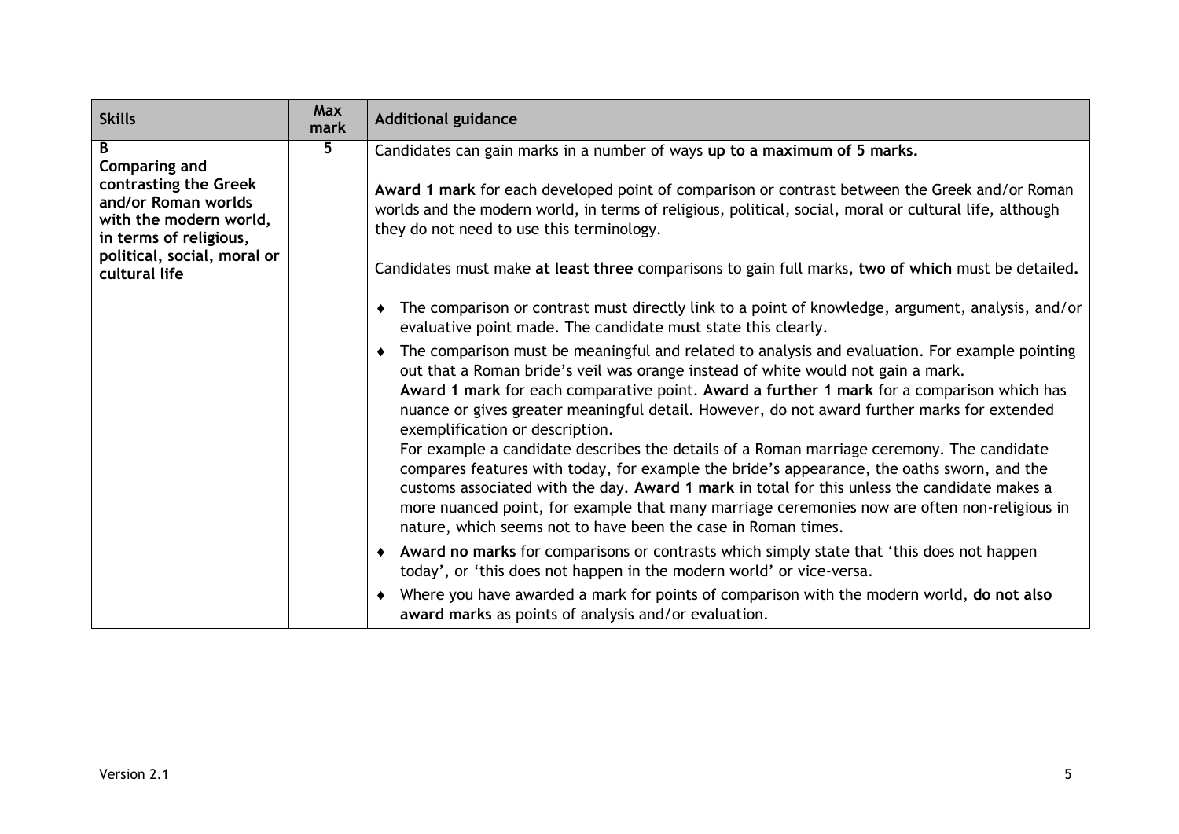| Skills | Max mark | Additional guidance |
|---|---|---|
| **B**<br>**Comparing and contrasting the Greek and/or Roman worlds with the modern world, in terms of religious, political, social, moral or cultural life** | **5** | Candidates can gain marks in a number of ways **up to a maximum of 5 marks.**<br><br>**Award 1 mark** for each developed point of comparison or contrast between the Greek and/or Roman worlds and the modern world, in terms of religious, political, social, moral or cultural life, although they do not need to use this terminology.<br><br>Candidates must make **at least three** comparisons to gain full marks, **two of which** must be detailed**.**<br><br>♦ The comparison or contrast must directly link to a point of knowledge, argument, analysis, and/or evaluative point made. The candidate must state this clearly.<br><br>♦ The comparison must be meaningful and related to analysis and evaluation. For example pointing out that a Roman bride's veil was orange instead of white would not gain a mark.<br>**Award 1 mark** for each comparative point. **Award a further 1 mark** for a comparison which has nuance or gives greater meaningful detail. However, do not award further marks for extended exemplification or description.<br>For example a candidate describes the details of a Roman marriage ceremony. The candidate compares features with today, for example the bride's appearance, the oaths sworn, and the customs associated with the day. **Award 1 mark** in total for this unless the candidate makes a more nuanced point, for example that many marriage ceremonies now are often non-religious in nature, which seems not to have been the case in Roman times.<br><br>♦ **Award no marks** for comparisons or contrasts which simply state that 'this does not happen today', or 'this does not happen in the modern world' or vice-versa.<br><br>♦ Where you have awarded a mark for points of comparison with the modern world, **do not also award marks** as points of analysis and/or evaluation. |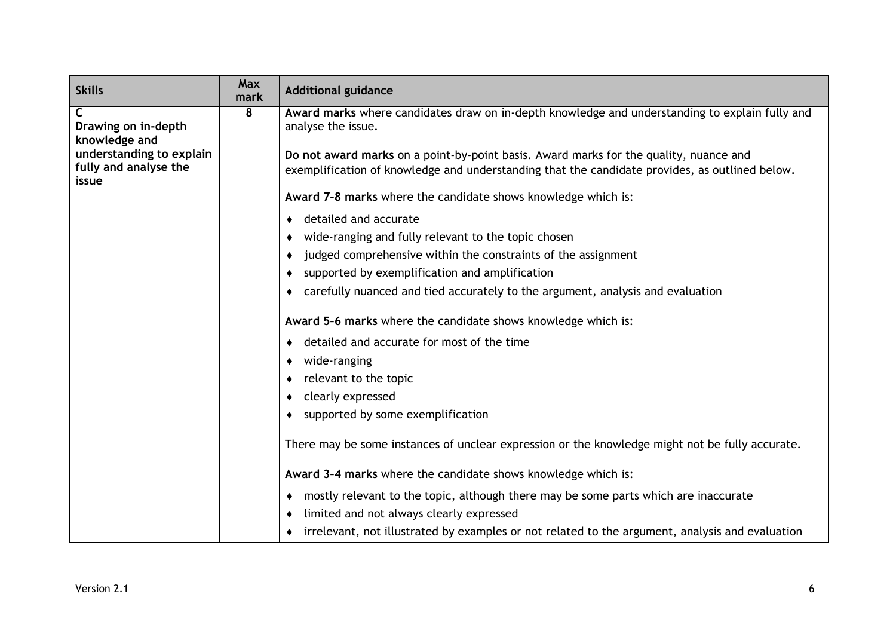| Skills | Max mark | Additional guidance |
|---|---|---|
| **C**<br>**Drawing on in-depth knowledge and understanding to explain fully and analyse the issue** | **8** | **Award marks** where candidates draw on in-depth knowledge and understanding to explain fully and analyse the issue.<br><br>**Do not award marks** on a point-by-point basis. Award marks for the quality, nuance and exemplification of knowledge and understanding that the candidate provides, as outlined below.<br><br>**Award 7–8 marks** where the candidate shows knowledge which is:<br>♦ detailed and accurate<br>♦ wide-ranging and fully relevant to the topic chosen<br>♦ judged comprehensive within the constraints of the assignment<br>♦ supported by exemplification and amplification<br>♦ carefully nuanced and tied accurately to the argument, analysis and evaluation<br><br>**Award 5–6 marks** where the candidate shows knowledge which is:<br>♦ detailed and accurate for most of the time<br>♦ wide-ranging<br>♦ relevant to the topic<br>♦ clearly expressed<br>♦ supported by some exemplification<br><br>There may be some instances of unclear expression or the knowledge might not be fully accurate.<br><br>**Award 3–4 marks** where the candidate shows knowledge which is:<br>♦ mostly relevant to the topic, although there may be some parts which are inaccurate<br>♦ limited and not always clearly expressed<br>♦ irrelevant, not illustrated by examples or not related to the argument, analysis and evaluation |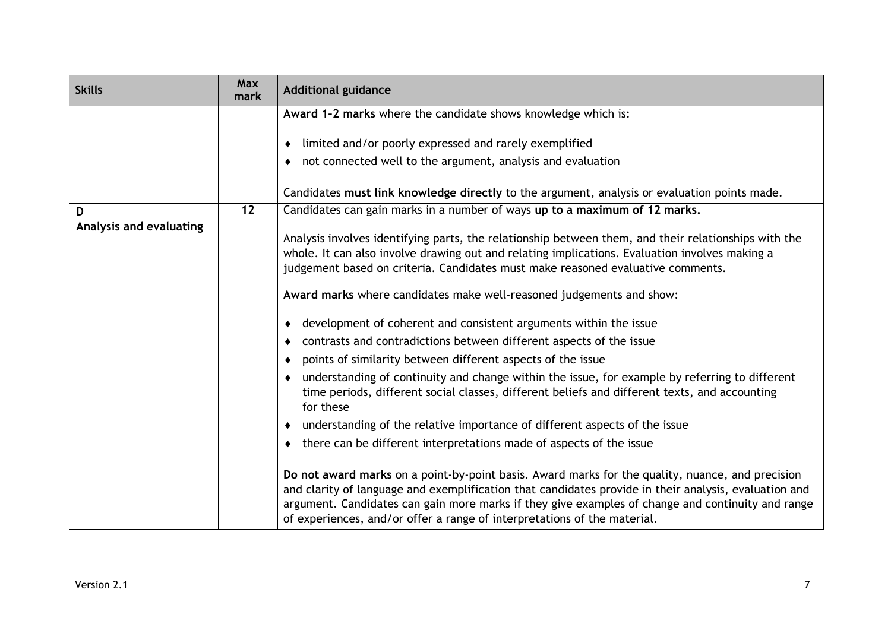| Skills | Max mark | Additional guidance |
| --- | --- | --- |
| | | **Award 1–2 marks** where the candidate shows knowledge which is:<br><br>♦ limited and/or poorly expressed and rarely exemplified<br>♦ not connected well to the argument, analysis and evaluation<br><br>Candidates **must link knowledge directly** to the argument, analysis or evaluation points made. |
| **D**<br>**Analysis and evaluating** | **12** | Candidates can gain marks in a number of ways **up to a maximum of 12 marks.**<br><br>Analysis involves identifying parts, the relationship between them, and their relationships with the whole. It can also involve drawing out and relating implications. Evaluation involves making a judgement based on criteria. Candidates must make reasoned evaluative comments.<br><br>**Award marks** where candidates make well-reasoned judgements and show:<br><br>♦ development of coherent and consistent arguments within the issue<br>♦ contrasts and contradictions between different aspects of the issue<br>♦ points of similarity between different aspects of the issue<br>♦ understanding of continuity and change within the issue, for example by referring to different time periods, different social classes, different beliefs and different texts, and accounting for these<br>♦ understanding of the relative importance of different aspects of the issue<br>♦ there can be different interpretations made of aspects of the issue<br><br>**Do not award marks** on a point-by-point basis. Award marks for the quality, nuance, and precision and clarity of language and exemplification that candidates provide in their analysis, evaluation and argument. Candidates can gain more marks if they give examples of change and continuity and range of experiences, and/or offer a range of interpretations of the material. |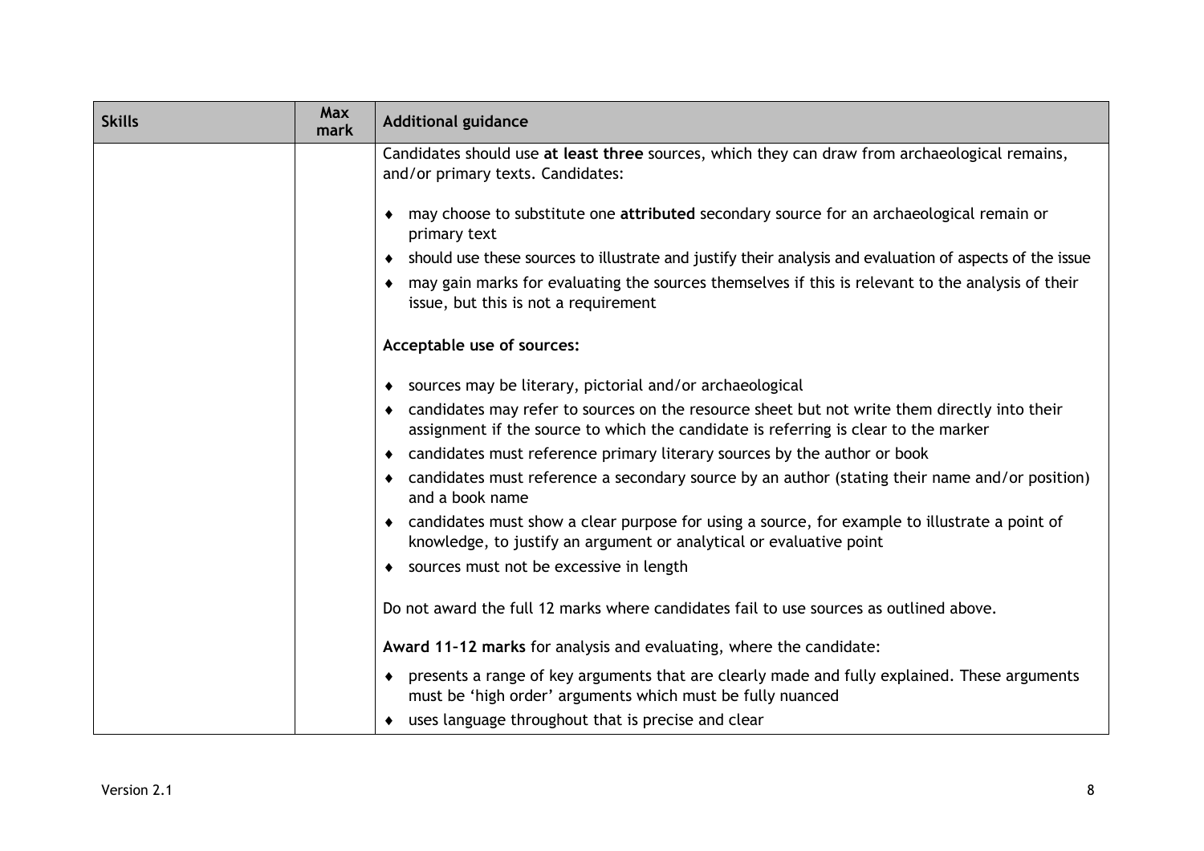| Skills | Max mark | Additional guidance |
|---|---|---|
| | | Candidates should use **at least three** sources, which they can draw from archaeological remains, and/or primary texts. Candidates:<br><br>♦ may choose to substitute one **attributed** secondary source for an archaeological remain or primary text<br>♦ should use these sources to illustrate and justify their analysis and evaluation of aspects of the issue<br>♦ may gain marks for evaluating the sources themselves if this is relevant to the analysis of their issue, but this is not a requirement<br><br>**Acceptable use of sources:**<br><br>♦ sources may be literary, pictorial and/or archaeological<br>♦ candidates may refer to sources on the resource sheet but not write them directly into their assignment if the source to which the candidate is referring is clear to the marker<br>♦ candidates must reference primary literary sources by the author or book<br>♦ candidates must reference a secondary source by an author (stating their name and/or position) and a book name<br>♦ candidates must show a clear purpose for using a source, for example to illustrate a point of knowledge, to justify an argument or analytical or evaluative point<br>♦ sources must not be excessive in length<br><br>Do not award the full 12 marks where candidates fail to use sources as outlined above.<br><br>**Award 11–12 marks** for analysis and evaluating, where the candidate:<br><br>♦ presents a range of key arguments that are clearly made and fully explained. These arguments must be 'high order' arguments which must be fully nuanced<br>♦ uses language throughout that is precise and clear |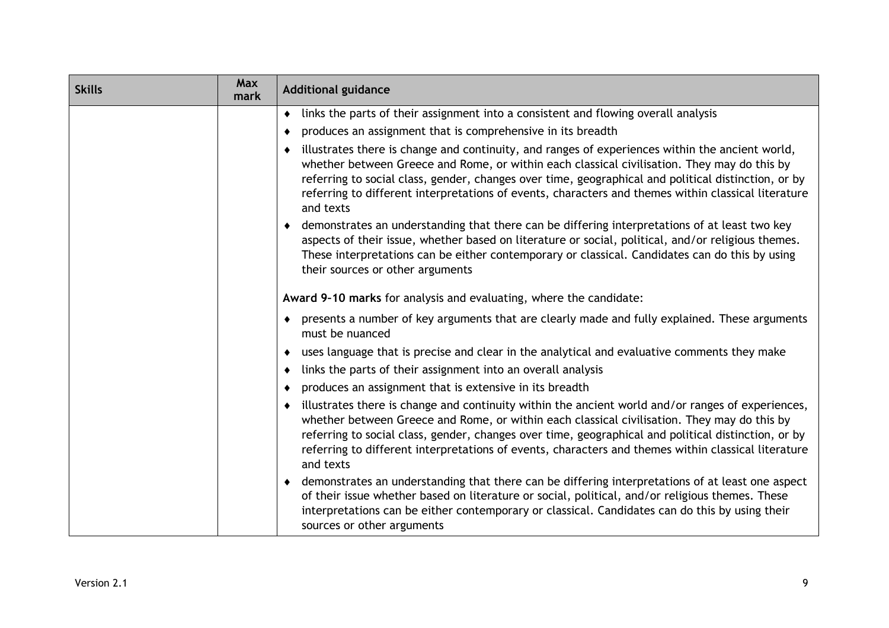| Skills | Max mark | Additional guidance |
|---|---|---|
| | | ♦ links the parts of their assignment into a consistent and flowing overall analysis<br>♦ produces an assignment that is comprehensive in its breadth<br>♦ illustrates there is change and continuity, and ranges of experiences within the ancient world, whether between Greece and Rome, or within each classical civilisation. They may do this by referring to social class, gender, changes over time, geographical and political distinction, or by referring to different interpretations of events, characters and themes within classical literature and texts<br>♦ demonstrates an understanding that there can be differing interpretations of at least two key aspects of their issue, whether based on literature or social, political, and/or religious themes. These interpretations can be either contemporary or classical. Candidates can do this by using their sources or other arguments<br><br>**Award 9–10 marks** for analysis and evaluating, where the candidate:<br><br>♦ presents a number of key arguments that are clearly made and fully explained. These arguments must be nuanced<br>♦ uses language that is precise and clear in the analytical and evaluative comments they make<br>♦ links the parts of their assignment into an overall analysis<br>♦ produces an assignment that is extensive in its breadth<br>♦ illustrates there is change and continuity within the ancient world and/or ranges of experiences, whether between Greece and Rome, or within each classical civilisation. They may do this by referring to social class, gender, changes over time, geographical and political distinction, or by referring to different interpretations of events, characters and themes within classical literature and texts<br>♦ demonstrates an understanding that there can be differing interpretations of at least one aspect of their issue whether based on literature or social, political, and/or religious themes. These interpretations can be either contemporary or classical. Candidates can do this by using their sources or other arguments |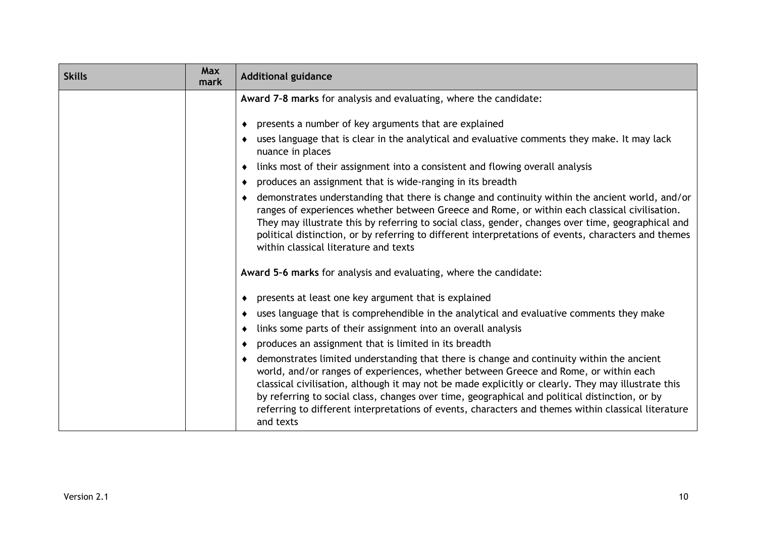| Skills | Max mark | Additional guidance |
|---|---|---|
| | | **Award 7–8 marks** for analysis and evaluating, where the candidate:<br><br>♦ presents a number of key arguments that are explained<br>♦ uses language that is clear in the analytical and evaluative comments they make. It may lack nuance in places<br>♦ links most of their assignment into a consistent and flowing overall analysis<br>♦ produces an assignment that is wide-ranging in its breadth<br>♦ demonstrates understanding that there is change and continuity within the ancient world, and/or ranges of experiences whether between Greece and Rome, or within each classical civilisation. They may illustrate this by referring to social class, gender, changes over time, geographical and political distinction, or by referring to different interpretations of events, characters and themes within classical literature and texts<br><br>**Award 5–6 marks** for analysis and evaluating, where the candidate:<br><br>♦ presents at least one key argument that is explained<br>♦ uses language that is comprehendible in the analytical and evaluative comments they make<br>♦ links some parts of their assignment into an overall analysis<br>♦ produces an assignment that is limited in its breadth<br>♦ demonstrates limited understanding that there is change and continuity within the ancient world, and/or ranges of experiences, whether between Greece and Rome, or within each classical civilisation, although it may not be made explicitly or clearly. They may illustrate this by referring to social class, changes over time, geographical and political distinction, or by referring to different interpretations of events, characters and themes within classical literature and texts |

Version 2.1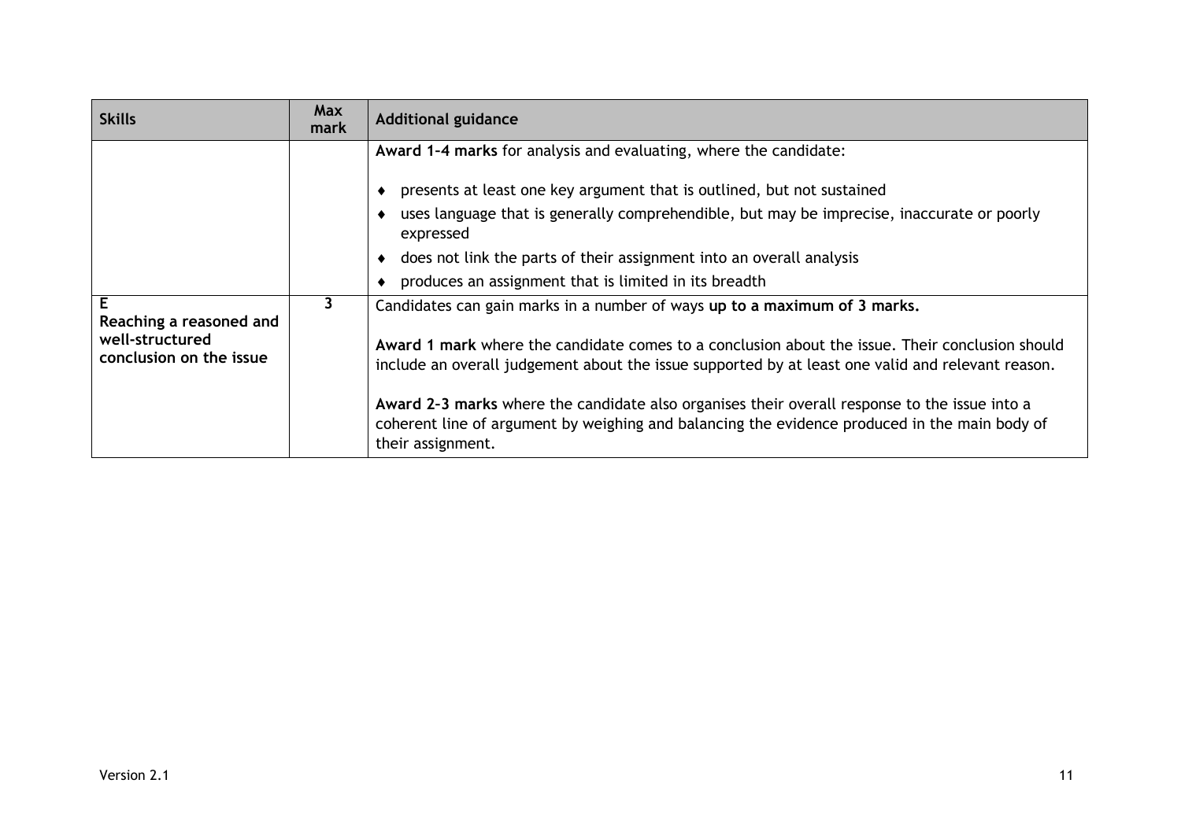| Skills | Max mark | Additional guidance |
|---|---|---|
| | | **Award 1–4 marks** for analysis and evaluating, where the candidate:<br><br>♦ presents at least one key argument that is outlined, but not sustained<br>♦ uses language that is generally comprehendible, but may be imprecise, inaccurate or poorly expressed<br>♦ does not link the parts of their assignment into an overall analysis<br>♦ produces an assignment that is limited in its breadth |
| **E**<br>**Reaching a reasoned and well-structured conclusion on the issue** | **3** | Candidates can gain marks in a number of ways **up to a maximum of 3 marks.**<br><br>**Award 1 mark** where the candidate comes to a conclusion about the issue. Their conclusion should include an overall judgement about the issue supported by at least one valid and relevant reason.<br><br>**Award 2–3 marks** where the candidate also organises their overall response to the issue into a coherent line of argument by weighing and balancing the evidence produced in the main body of their assignment. |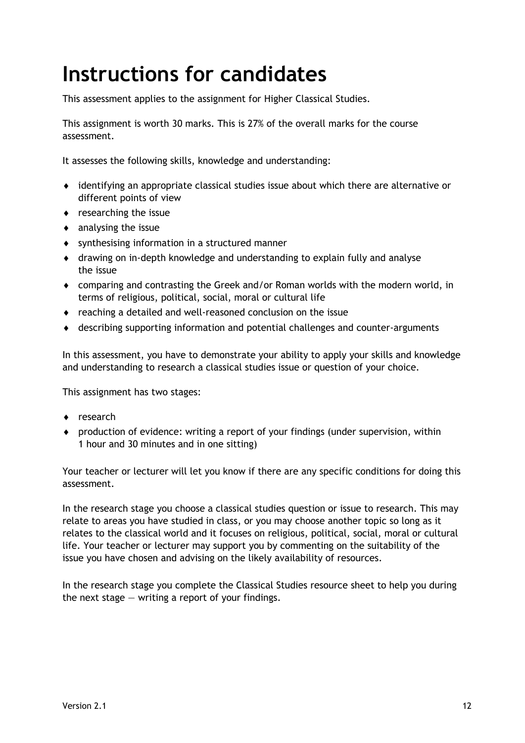# Instructions for candidates

This assessment applies to the assignment for Higher Classical Studies.

This assignment is worth 30 marks. This is 27% of the overall marks for the course assessment.

It assesses the following skills, knowledge and understanding:

- identifying an appropriate classical studies issue about which there are alternative or different points of view
- researching the issue
- analysing the issue
- synthesising information in a structured manner
- drawing on in-depth knowledge and understanding to explain fully and analyse the issue
- comparing and contrasting the Greek and/or Roman worlds with the modern world, in terms of religious, political, social, moral or cultural life
- reaching a detailed and well-reasoned conclusion on the issue
- describing supporting information and potential challenges and counter-arguments

In this assessment, you have to demonstrate your ability to apply your skills and knowledge and understanding to research a classical studies issue or question of your choice.

This assignment has two stages:

- research
- production of evidence: writing a report of your findings (under supervision, within 1 hour and 30 minutes and in one sitting)

Your teacher or lecturer will let you know if there are any specific conditions for doing this assessment.

In the research stage you choose a classical studies question or issue to research. This may relate to areas you have studied in class, or you may choose another topic so long as it relates to the classical world and it focuses on religious, political, social, moral or cultural life. Your teacher or lecturer may support you by commenting on the suitability of the issue you have chosen and advising on the likely availability of resources.

In the research stage you complete the Classical Studies resource sheet to help you during the next stage — writing a report of your findings.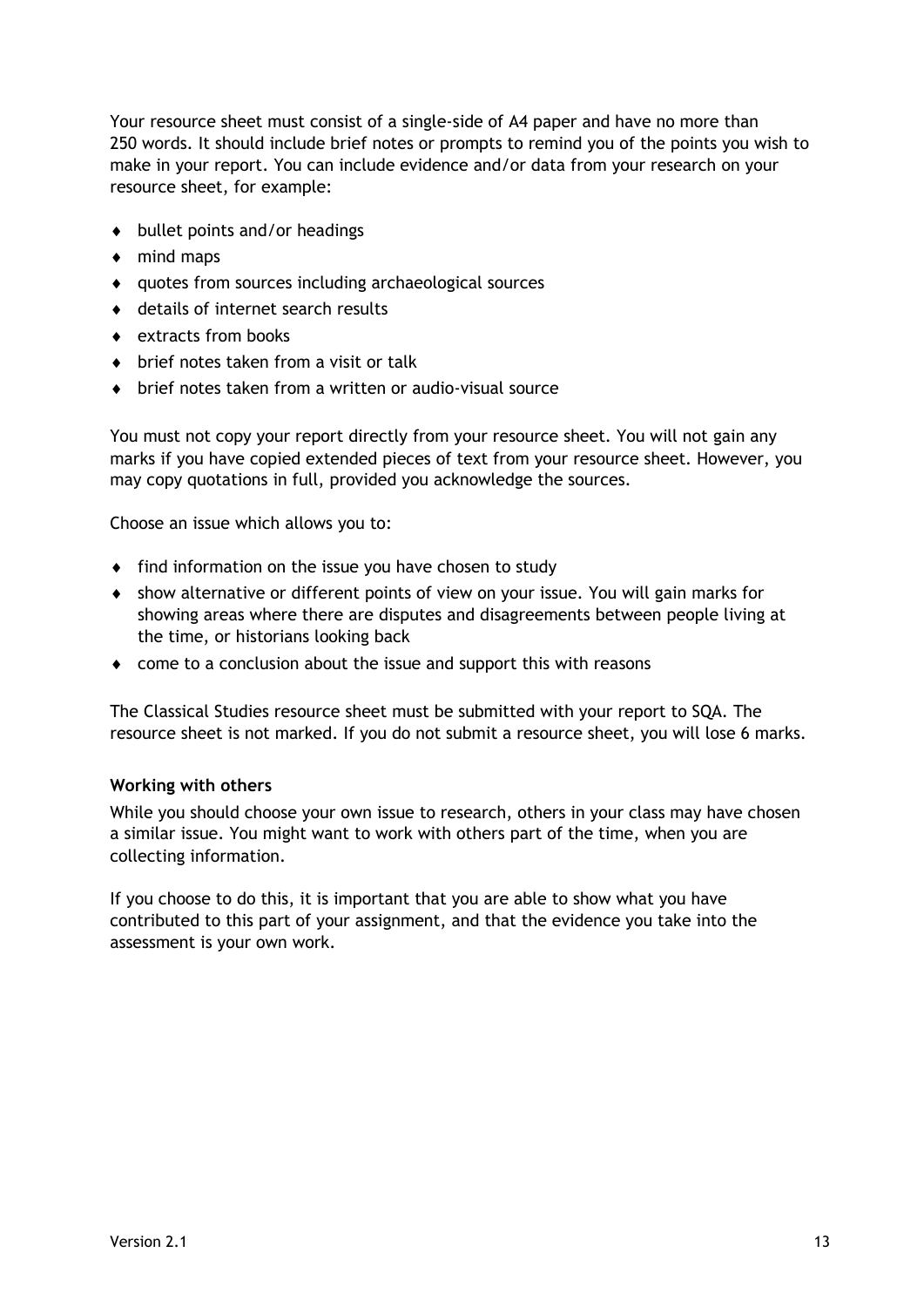Your resource sheet must consist of a single-side of A4 paper and have no more than 250 words. It should include brief notes or prompts to remind you of the points you wish to make in your report. You can include evidence and/or data from your research on your resource sheet, for example:

- bullet points and/or headings
- mind maps
- quotes from sources including archaeological sources
- details of internet search results
- extracts from books
- brief notes taken from a visit or talk
- brief notes taken from a written or audio-visual source

You must not copy your report directly from your resource sheet. You will not gain any marks if you have copied extended pieces of text from your resource sheet. However, you may copy quotations in full, provided you acknowledge the sources.

Choose an issue which allows you to:

- find information on the issue you have chosen to study
- show alternative or different points of view on your issue. You will gain marks for showing areas where there are disputes and disagreements between people living at the time, or historians looking back
- come to a conclusion about the issue and support this with reasons

The Classical Studies resource sheet must be submitted with your report to SQA. The resource sheet is not marked. If you do not submit a resource sheet, you will lose 6 marks.

**Working with others**

While you should choose your own issue to research, others in your class may have chosen a similar issue. You might want to work with others part of the time, when you are collecting information.

If you choose to do this, it is important that you are able to show what you have contributed to this part of your assignment, and that the evidence you take into the assessment is your own work.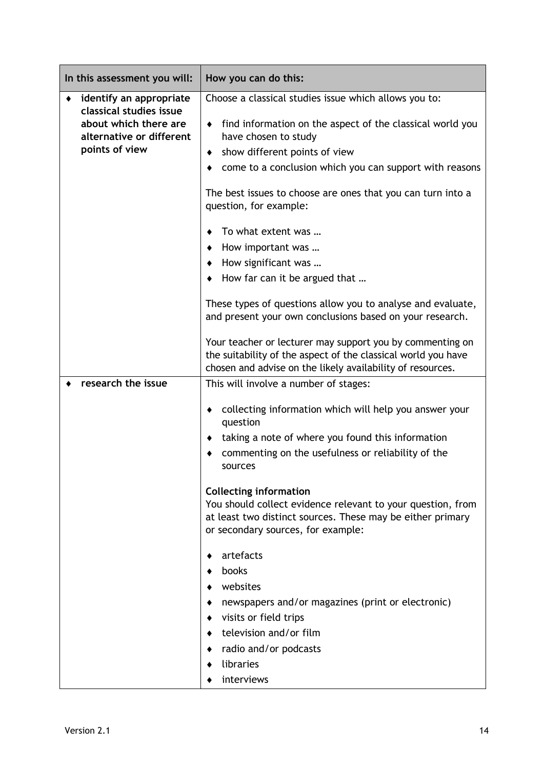| In this assessment you will: | How you can do this: |
|---|---|
| ♦ **identify an appropriate classical studies issue about which there are alternative or different points of view** | Choose a classical studies issue which allows you to:<br><br>♦ find information on the aspect of the classical world you have chosen to study<br>♦ show different points of view<br>♦ come to a conclusion which you can support with reasons<br><br>The best issues to choose are ones that you can turn into a question, for example:<br><br>♦ To what extent was …<br>♦ How important was …<br>♦ How significant was …<br>♦ How far can it be argued that …<br><br>These types of questions allow you to analyse and evaluate, and present your own conclusions based on your research.<br><br>Your teacher or lecturer may support you by commenting on the suitability of the aspect of the classical world you have chosen and advise on the likely availability of resources. |
| ♦ **research the issue** | This will involve a number of stages:<br><br>♦ collecting information which will help you answer your question<br>♦ taking a note of where you found this information<br>♦ commenting on the usefulness or reliability of the sources<br><br>**Collecting information**<br>You should collect evidence relevant to your question, from at least two distinct sources. These may be either primary or secondary sources, for example:<br><br>♦ artefacts<br>♦ books<br>♦ websites<br>♦ newspapers and/or magazines (print or electronic)<br>♦ visits or field trips<br>♦ television and/or film<br>♦ radio and/or podcasts<br>♦ libraries<br>♦ interviews |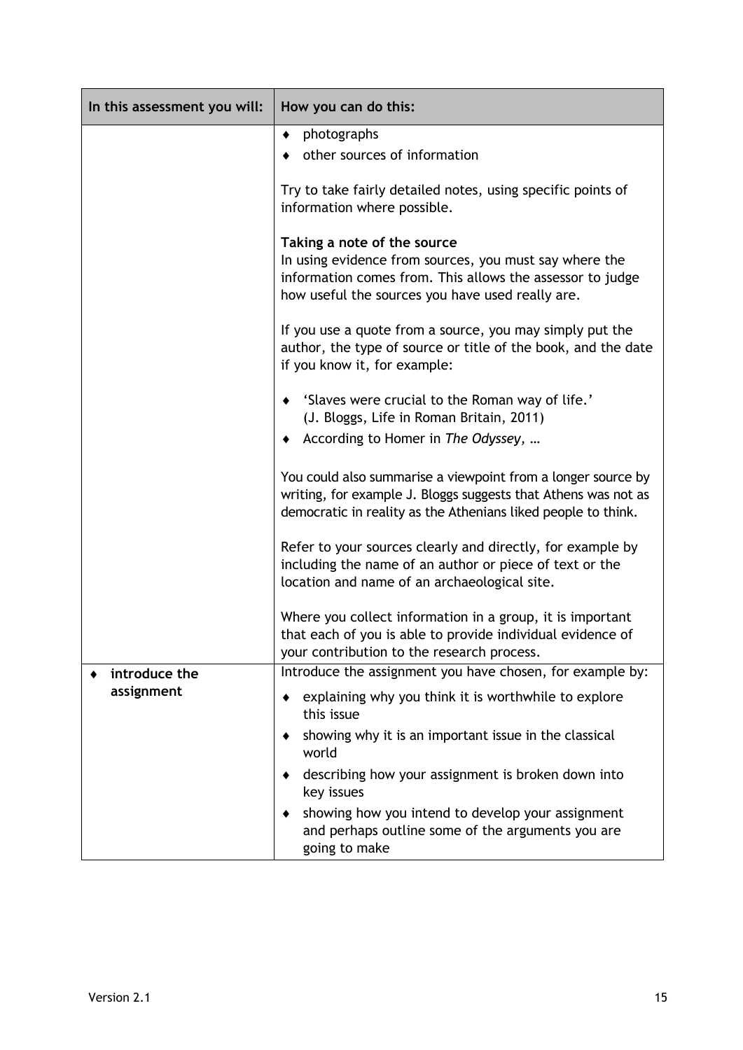| In this assessment you will: | How you can do this: |
|---|---|
| | ♦ photographs<br>♦ other sources of information<br><br>Try to take fairly detailed notes, using specific points of information where possible.<br><br>**Taking a note of the source**<br>In using evidence from sources, you must say where the information comes from. This allows the assessor to judge how useful the sources you have used really are.<br><br>If you use a quote from a source, you may simply put the author, the type of source or title of the book, and the date if you know it, for example:<br><br>♦ 'Slaves were crucial to the Roman way of life.' (J. Bloggs, Life in Roman Britain, 2011)<br>♦ According to Homer in *The Odyssey*, …<br><br>You could also summarise a viewpoint from a longer source by writing, for example J. Bloggs suggests that Athens was not as democratic in reality as the Athenians liked people to think.<br><br>Refer to your sources clearly and directly, for example by including the name of an author or piece of text or the location and name of an archaeological site.<br><br>Where you collect information in a group, it is important that each of you is able to provide individual evidence of your contribution to the research process. |
| ♦ **introduce the assignment** | Introduce the assignment you have chosen, for example by:<br><br>♦ explaining why you think it is worthwhile to explore this issue<br>♦ showing why it is an important issue in the classical world<br>♦ describing how your assignment is broken down into key issues<br>♦ showing how you intend to develop your assignment and perhaps outline some of the arguments you are going to make |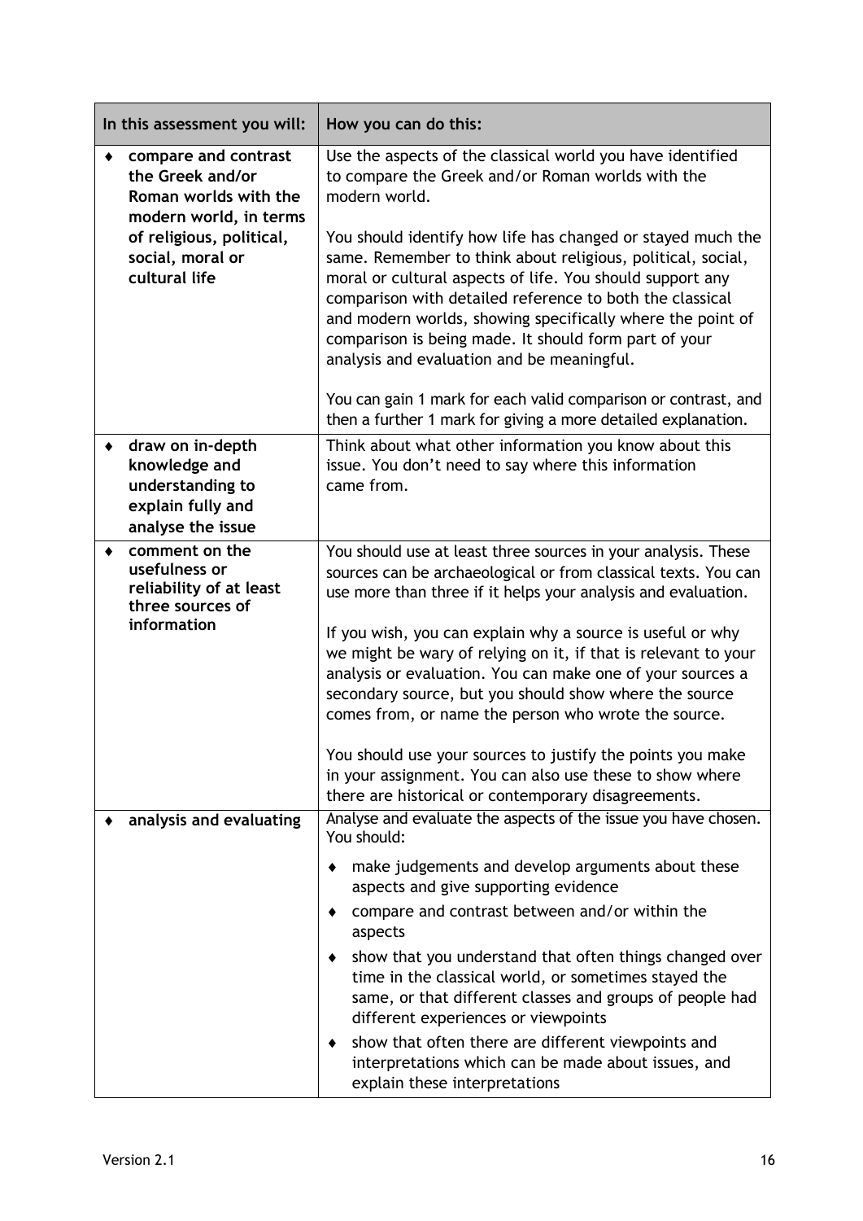| In this assessment you will: | How you can do this: |
|---|---|
| ♦ **compare and contrast the Greek and/or Roman worlds with the modern world, in terms of religious, political, social, moral or cultural life** | Use the aspects of the classical world you have identified to compare the Greek and/or Roman worlds with the modern world.<br><br>You should identify how life has changed or stayed much the same. Remember to think about religious, political, social, moral or cultural aspects of life. You should support any comparison with detailed reference to both the classical and modern worlds, showing specifically where the point of comparison is being made. It should form part of your analysis and evaluation and be meaningful.<br><br>You can gain 1 mark for each valid comparison or contrast, and then a further 1 mark for giving a more detailed explanation. |
| ♦ **draw on in-depth knowledge and understanding to explain fully and analyse the issue** | Think about what other information you know about this issue. You don't need to say where this information came from. |
| ♦ **comment on the usefulness or reliability of at least three sources of information** | You should use at least three sources in your analysis. These sources can be archaeological or from classical texts. You can use more than three if it helps your analysis and evaluation.<br><br>If you wish, you can explain why a source is useful or why we might be wary of relying on it, if that is relevant to your analysis or evaluation. You can make one of your sources a secondary source, but you should show where the source comes from, or name the person who wrote the source.<br><br>You should use your sources to justify the points you make in your assignment. You can also use these to show where there are historical or contemporary disagreements. |
| ♦ **analysis and evaluating** | Analyse and evaluate the aspects of the issue you have chosen. You should:<br><br>♦ make judgements and develop arguments about these aspects and give supporting evidence<br>♦ compare and contrast between and/or within the aspects<br>♦ show that you understand that often things changed over time in the classical world, or sometimes stayed the same, or that different classes and groups of people had different experiences or viewpoints<br>♦ show that often there are different viewpoints and interpretations which can be made about issues, and explain these interpretations |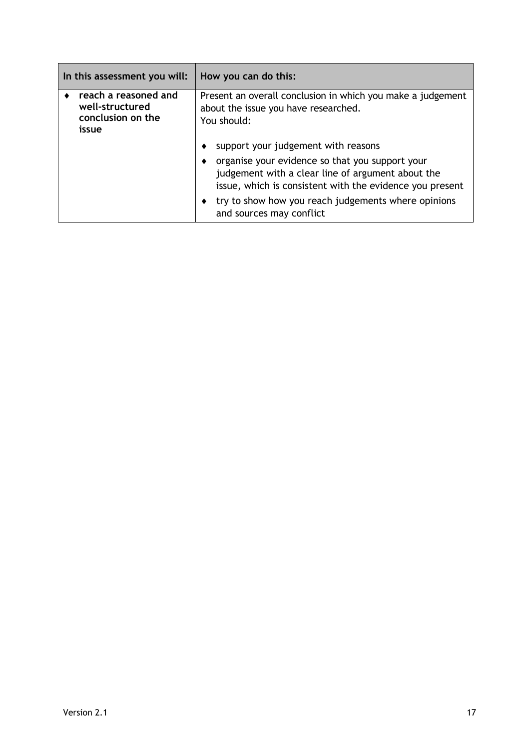| In this assessment you will: | How you can do this: |
|---|---|
| ♦ **reach a reasoned and well-structured conclusion on the issue** | Present an overall conclusion in which you make a judgement about the issue you have researched.<br>You should:<br>♦ support your judgement with reasons<br>♦ organise your evidence so that you support your judgement with a clear line of argument about the issue, which is consistent with the evidence you present<br>♦ try to show how you reach judgements where opinions and sources may conflict |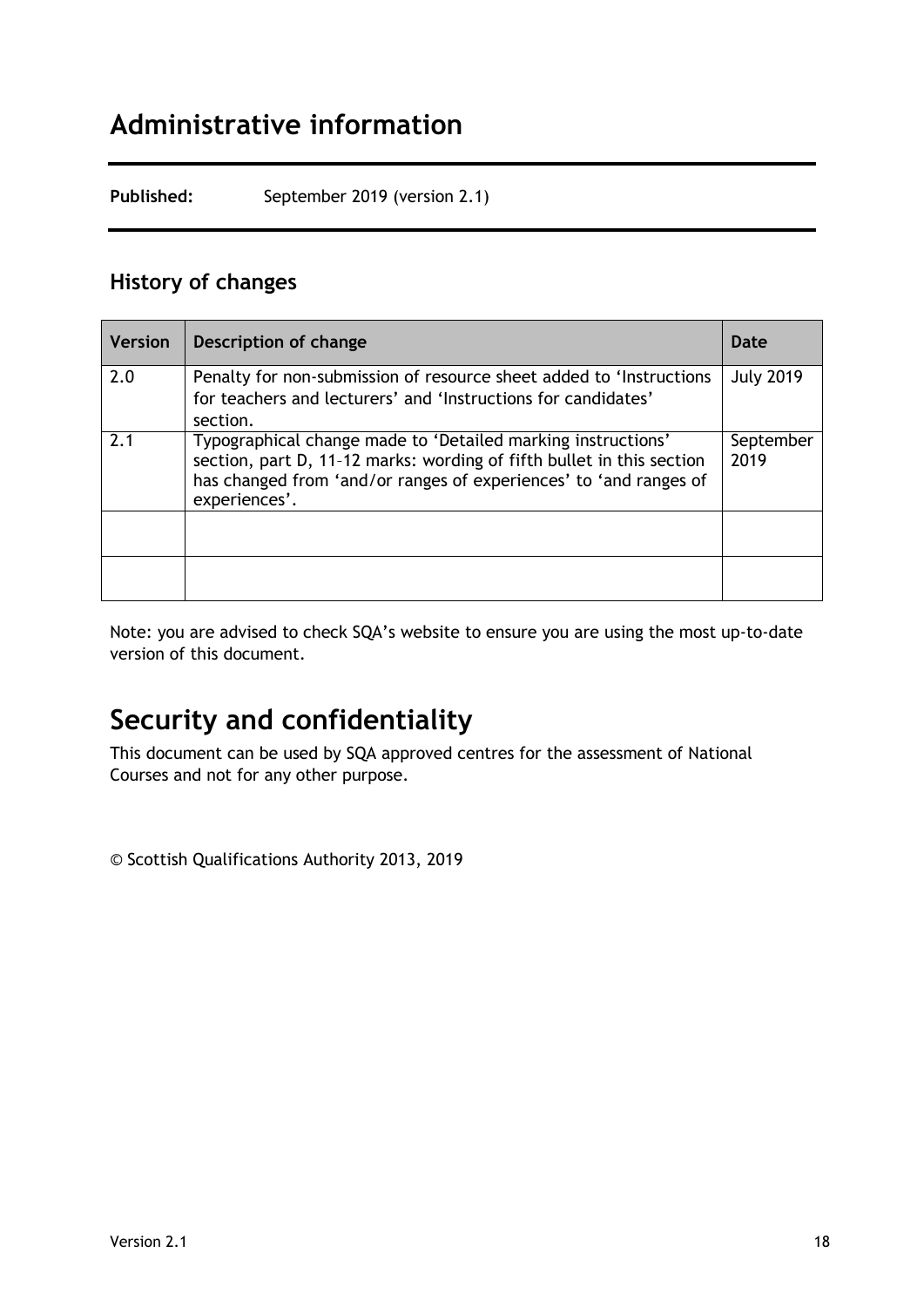# Administrative information

**Published:** September 2019 (version 2.1)

## History of changes

| Version | Description of change | Date |
|---|---|---|
| 2.0 | Penalty for non-submission of resource sheet added to 'Instructions for teachers and lecturers' and 'Instructions for candidates' section. | July 2019 |
| 2.1 | Typographical change made to 'Detailed marking instructions' section, part D, 11–12 marks: wording of fifth bullet in this section has changed from 'and/or ranges of experiences' to 'and ranges of experiences'. | September 2019 |
| | | |
| | | |

Note: you are advised to check SQA's website to ensure you are using the most up-to-date version of this document.

# Security and confidentiality

This document can be used by SQA approved centres for the assessment of National Courses and not for any other purpose.

© Scottish Qualifications Authority 2013, 2019